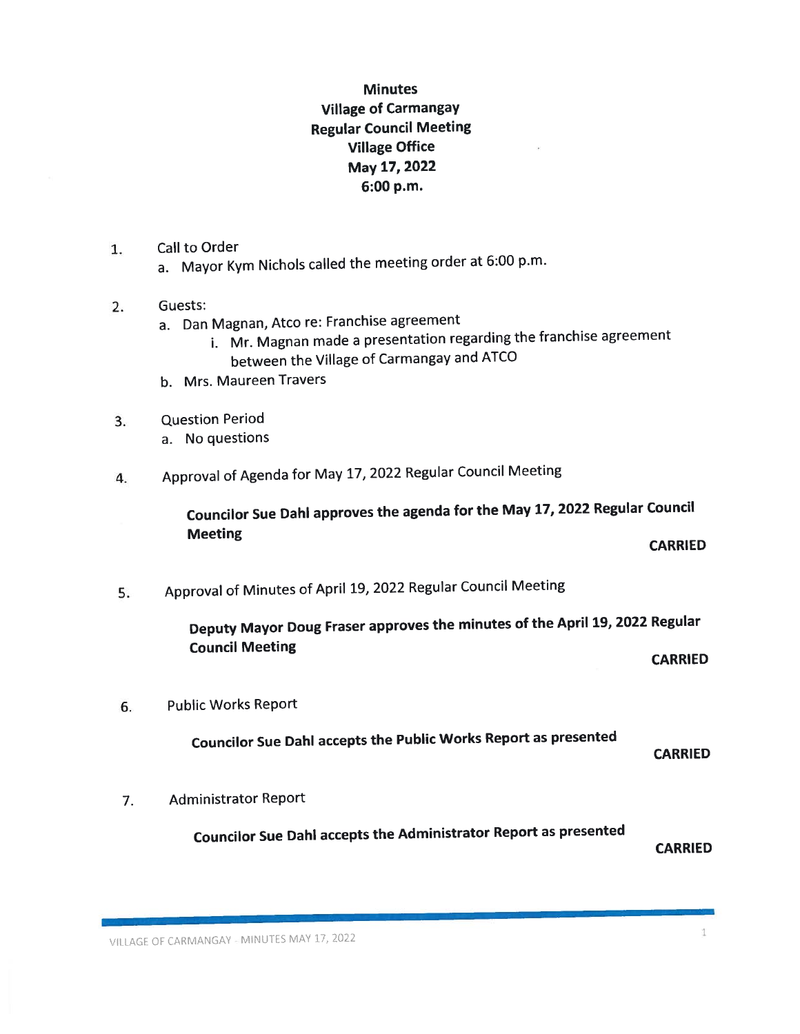# Minutes
## Village of Carmangay
## Regular Council Meeting
## Village Office
## May 17, 2022
## 6:00 p.m.

1. Call to Order
   a. Mayor Kym Nichols called the meeting order at 6:00 p.m.

2. Guests:
   a. Dan Magnan, Atco re: Franchise agreement
      i. Mr. Magnan made a presentation regarding the franchise agreement between the Village of Carmangay and ATCO
   b. Mrs. Maureen Travers

3. Question Period
   a. No questions

4. Approval of Agenda for May 17, 2022 Regular Council Meeting

   **Councilor Sue Dahl approves the agenda for the May 17, 2022 Regular Council Meeting**

   **CARRIED**

5. Approval of Minutes of April 19, 2022 Regular Council Meeting

   **Deputy Mayor Doug Fraser approves the minutes of the April 19, 2022 Regular Council Meeting**

   **CARRIED**

6. Public Works Report

   **Councilor Sue Dahl accepts the Public Works Report as presented**

   **CARRIED**

7. Administrator Report

   **Councilor Sue Dahl accepts the Administrator Report as presented**

   **CARRIED**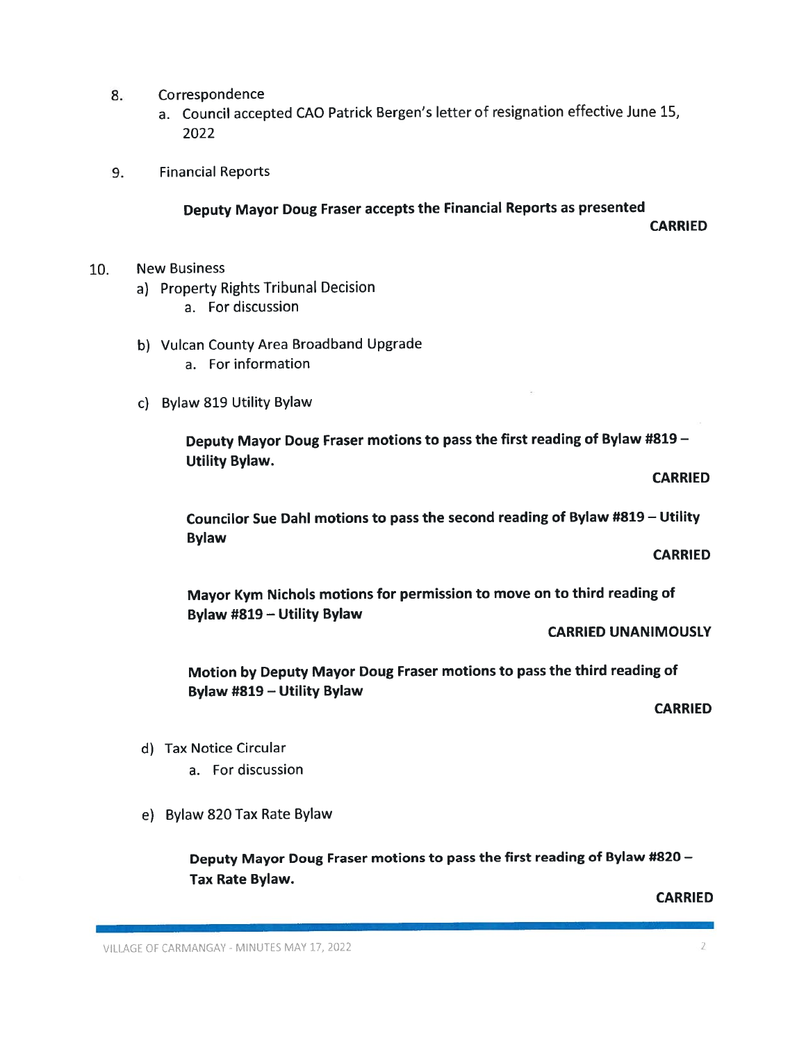8. Correspondence
   a. Council accepted CAO Patrick Bergen's letter of resignation effective June 15, 2022

9. Financial Reports

   **Deputy Mayor Doug Fraser accepts the Financial Reports as presented**

   **CARRIED**

10. New Business
    a) Property Rights Tribunal Decision
       a. For discussion

    b) Vulcan County Area Broadband Upgrade
       a. For information

    c) Bylaw 819 Utility Bylaw

       **Deputy Mayor Doug Fraser motions to pass the first reading of Bylaw #819 – Utility Bylaw.**

       **CARRIED**

       **Councilor Sue Dahl motions to pass the second reading of Bylaw #819 – Utility Bylaw**

       **CARRIED**

       **Mayor Kym Nichols motions for permission to move on to third reading of Bylaw #819 – Utility Bylaw**

       **CARRIED UNANIMOUSLY**

       **Motion by Deputy Mayor Doug Fraser motions to pass the third reading of Bylaw #819 – Utility Bylaw**

       **CARRIED**

    d) Tax Notice Circular
       a. For discussion

    e) Bylaw 820 Tax Rate Bylaw

       **Deputy Mayor Doug Fraser motions to pass the first reading of Bylaw #820 – Tax Rate Bylaw.**

       **CARRIED**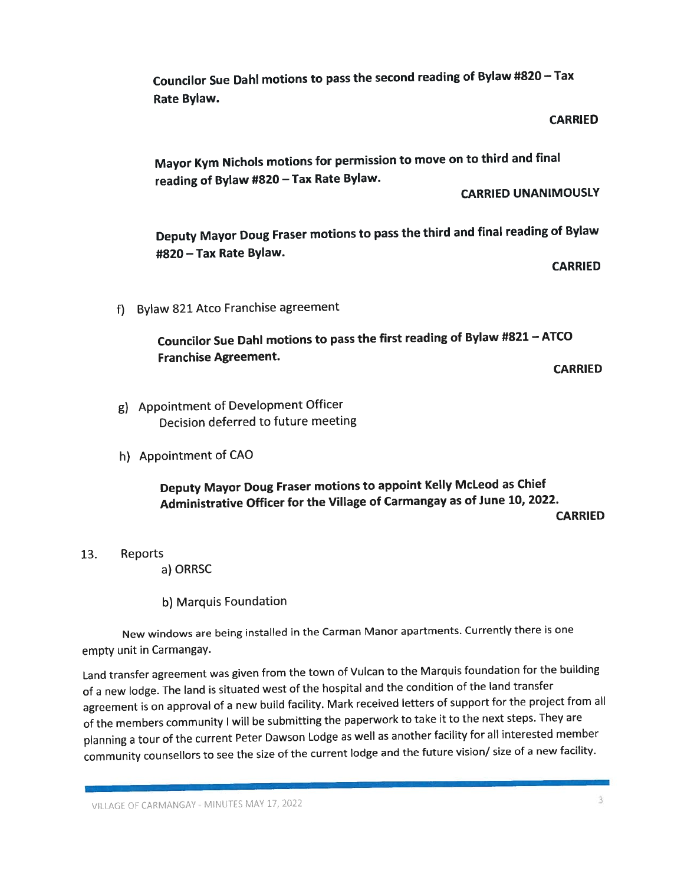**Councilor Sue Dahl motions to pass the second reading of Bylaw #820 – Tax Rate Bylaw.**

**CARRIED**

**Mayor Kym Nichols motions for permission to move on to third and final reading of Bylaw #820 – Tax Rate Bylaw.**

**CARRIED UNANIMOUSLY**

**Deputy Mayor Doug Fraser motions to pass the third and final reading of Bylaw #820 – Tax Rate Bylaw.**

**CARRIED**

f) Bylaw 821 Atco Franchise agreement

**Councilor Sue Dahl motions to pass the first reading of Bylaw #821 – ATCO Franchise Agreement.**

**CARRIED**

g) Appointment of Development Officer
Decision deferred to future meeting

h) Appointment of CAO

**Deputy Mayor Doug Fraser motions to appoint Kelly McLeod as Chief Administrative Officer for the Village of Carmangay as of June 10, 2022.**

**CARRIED**

13. Reports

a) ORRSC

b) Marquis Foundation

New windows are being installed in the Carman Manor apartments. Currently there is one empty unit in Carmangay.

Land transfer agreement was given from the town of Vulcan to the Marquis foundation for the building of a new lodge. The land is situated west of the hospital and the condition of the land transfer agreement is on approval of a new build facility. Mark received letters of support for the project from all of the members community I will be submitting the paperwork to take it to the next steps. They are planning a tour of the current Peter Dawson Lodge as well as another facility for all interested member community counsellors to see the size of the current lodge and the future vision/ size of a new facility.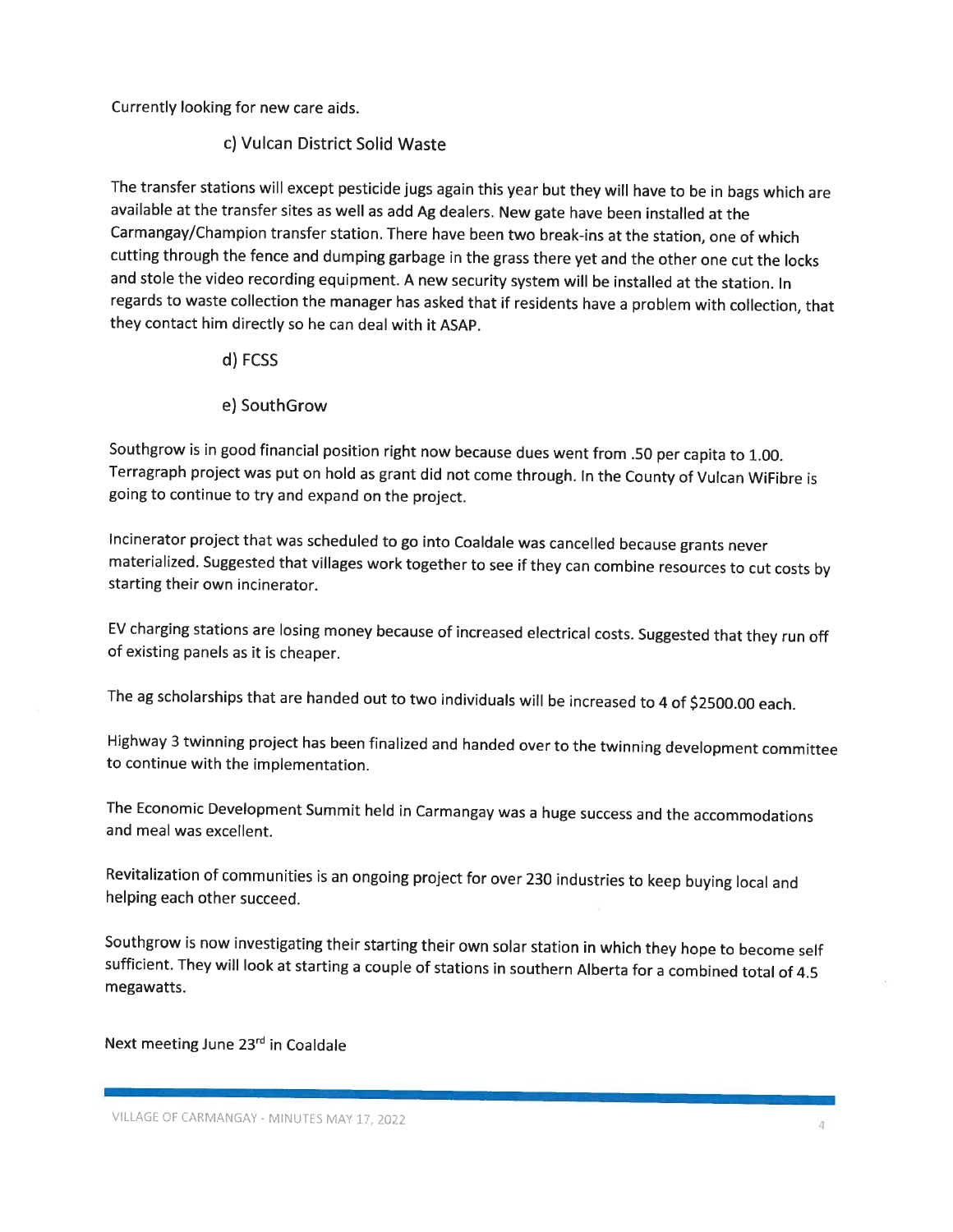Currently looking for new care aids.

c) Vulcan District Solid Waste

The transfer stations will except pesticide jugs again this year but they will have to be in bags which are available at the transfer sites as well as add Ag dealers. New gate have been installed at the Carmangay/Champion transfer station. There have been two break-ins at the station, one of which cutting through the fence and dumping garbage in the grass there yet and the other one cut the locks and stole the video recording equipment. A new security system will be installed at the station. In regards to waste collection the manager has asked that if residents have a problem with collection, that they contact him directly so he can deal with it ASAP.

d) FCSS

e) SouthGrow

Southgrow is in good financial position right now because dues went from .50 per capita to 1.00. Terragraph project was put on hold as grant did not come through. In the County of Vulcan WiFibre is going to continue to try and expand on the project.

Incinerator project that was scheduled to go into Coaldale was cancelled because grants never materialized. Suggested that villages work together to see if they can combine resources to cut costs by starting their own incinerator.

EV charging stations are losing money because of increased electrical costs. Suggested that they run off of existing panels as it is cheaper.

The ag scholarships that are handed out to two individuals will be increased to 4 of $2500.00 each.

Highway 3 twinning project has been finalized and handed over to the twinning development committee to continue with the implementation.

The Economic Development Summit held in Carmangay was a huge success and the accommodations and meal was excellent.

Revitalization of communities is an ongoing project for over 230 industries to keep buying local and helping each other succeed.

Southgrow is now investigating their starting their own solar station in which they hope to become self sufficient. They will look at starting a couple of stations in southern Alberta for a combined total of 4.5 megawatts.

Next meeting June 23rd in Coaldale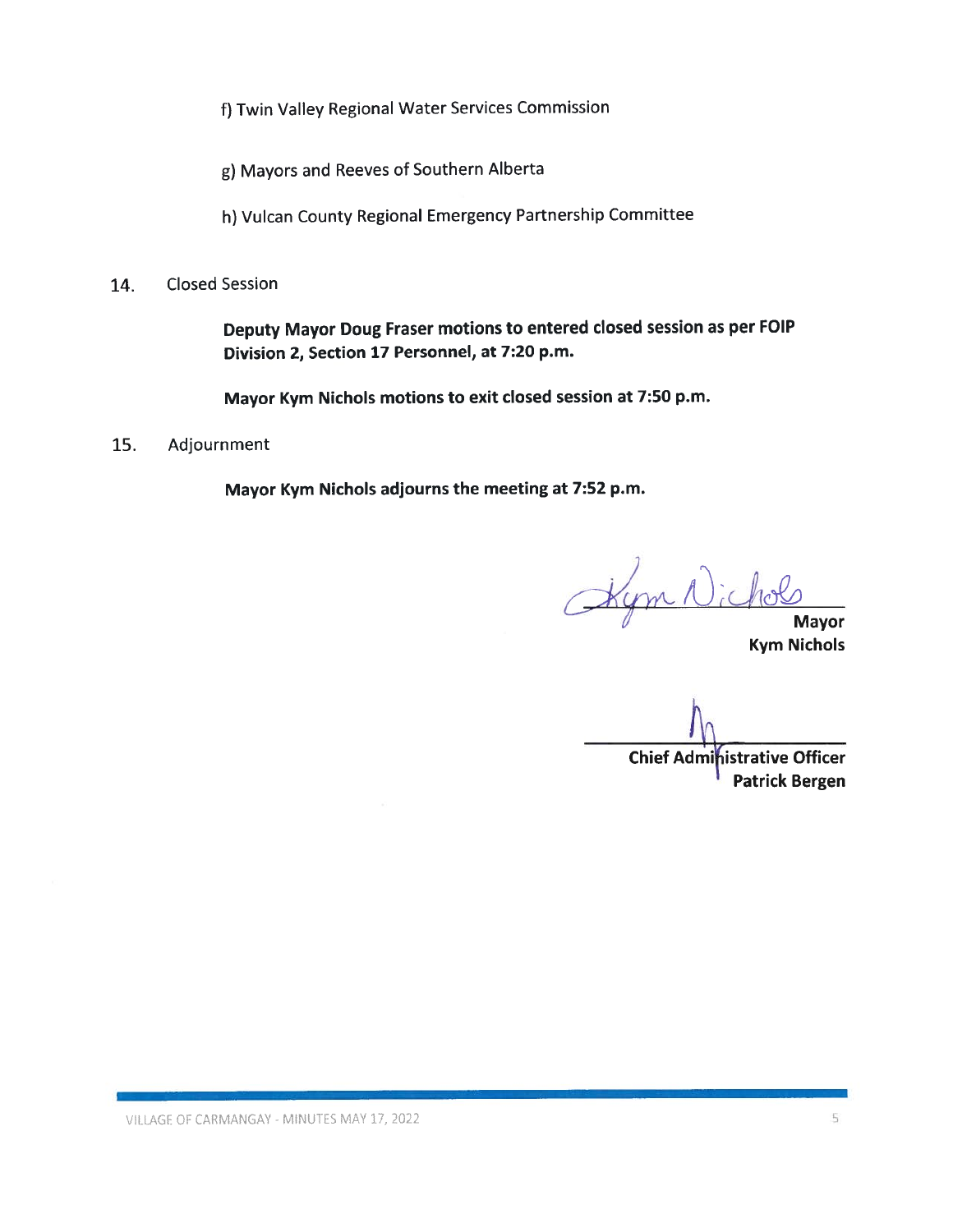f) Twin Valley Regional Water Services Commission

g) Mayors and Reeves of Southern Alberta

h) Vulcan County Regional Emergency Partnership Committee

14. Closed Session

**Deputy Mayor Doug Fraser motions to entered closed session as per FOIP Division 2, Section 17 Personnel, at 7:20 p.m.**

**Mayor Kym Nichols motions to exit closed session at 7:50 p.m.**

15. Adjournment

**Mayor Kym Nichols adjourns the meeting at 7:52 p.m.**

**Mayor**
**Kym Nichols**

**Chief Administrative Officer**
**Patrick Bergen**